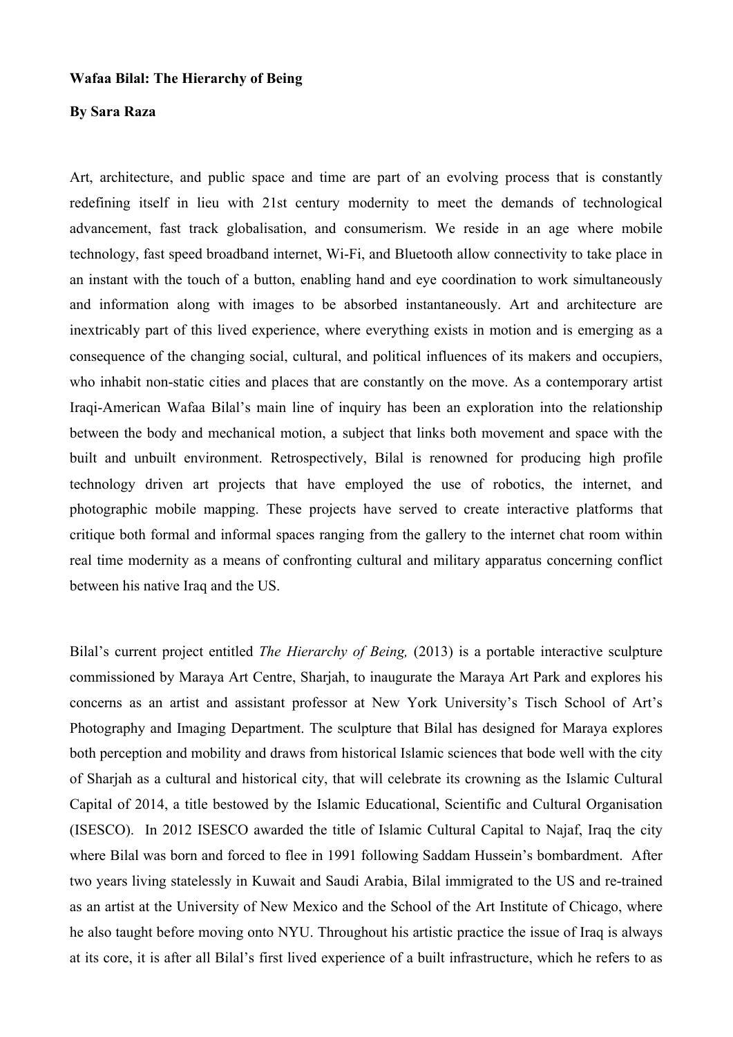**Wafaa Bilal: The Hierarchy of Being**

**By Sara Raza**

Art, architecture, and public space and time are part of an evolving process that is constantly redefining itself in lieu with 21st century modernity to meet the demands of technological advancement, fast track globalisation, and consumerism. We reside in an age where mobile technology, fast speed broadband internet, Wi-Fi, and Bluetooth allow connectivity to take place in an instant with the touch of a button, enabling hand and eye coordination to work simultaneously and information along with images to be absorbed instantaneously. Art and architecture are inextricably part of this lived experience, where everything exists in motion and is emerging as a consequence of the changing social, cultural, and political influences of its makers and occupiers, who inhabit non-static cities and places that are constantly on the move. As a contemporary artist Iraqi-American Wafaa Bilal's main line of inquiry has been an exploration into the relationship between the body and mechanical motion, a subject that links both movement and space with the built and unbuilt environment. Retrospectively, Bilal is renowned for producing high profile technology driven art projects that have employed the use of robotics, the internet, and photographic mobile mapping. These projects have served to create interactive platforms that critique both formal and informal spaces ranging from the gallery to the internet chat room within real time modernity as a means of confronting cultural and military apparatus concerning conflict between his native Iraq and the US.

Bilal's current project entitled *The Hierarchy of Being,* (2013) is a portable interactive sculpture commissioned by Maraya Art Centre, Sharjah, to inaugurate the Maraya Art Park and explores his concerns as an artist and assistant professor at New York University's Tisch School of Art's Photography and Imaging Department. The sculpture that Bilal has designed for Maraya explores both perception and mobility and draws from historical Islamic sciences that bode well with the city of Sharjah as a cultural and historical city, that will celebrate its crowning as the Islamic Cultural Capital of 2014, a title bestowed by the Islamic Educational, Scientific and Cultural Organisation (ISESCO). In 2012 ISESCO awarded the title of Islamic Cultural Capital to Najaf, Iraq the city where Bilal was born and forced to flee in 1991 following Saddam Hussein's bombardment. After two years living statelessly in Kuwait and Saudi Arabia, Bilal immigrated to the US and re-trained as an artist at the University of New Mexico and the School of the Art Institute of Chicago, where he also taught before moving onto NYU. Throughout his artistic practice the issue of Iraq is always at its core, it is after all Bilal's first lived experience of a built infrastructure, which he refers to as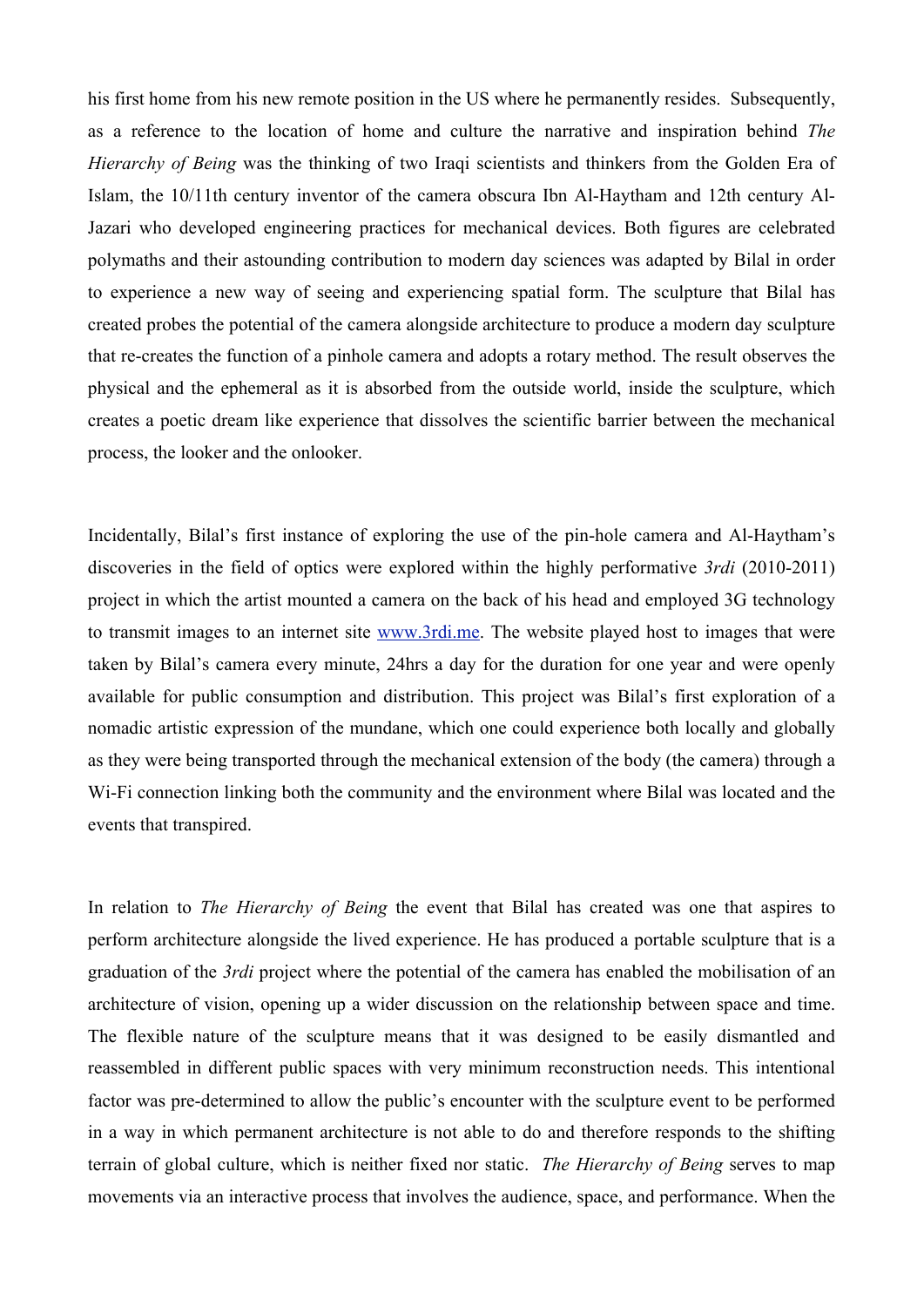his first home from his new remote position in the US where he permanently resides. Subsequently, as a reference to the location of home and culture the narrative and inspiration behind *The Hierarchy of Being* was the thinking of two Iraqi scientists and thinkers from the Golden Era of Islam, the 10/11th century inventor of the camera obscura Ibn Al-Haytham and 12th century Al-Jazari who developed engineering practices for mechanical devices. Both figures are celebrated polymaths and their astounding contribution to modern day sciences was adapted by Bilal in order to experience a new way of seeing and experiencing spatial form. The sculpture that Bilal has created probes the potential of the camera alongside architecture to produce a modern day sculpture that re-creates the function of a pinhole camera and adopts a rotary method. The result observes the physical and the ephemeral as it is absorbed from the outside world, inside the sculpture, which creates a poetic dream like experience that dissolves the scientific barrier between the mechanical process, the looker and the onlooker.

Incidentally, Bilal's first instance of exploring the use of the pin-hole camera and Al-Haytham's discoveries in the field of optics were explored within the highly performative *3rdi* (2010-2011) project in which the artist mounted a camera on the back of his head and employed 3G technology to transmit images to an internet site [www.3rdi.me](http://www.3rdi.me). The website played host to images that were taken by Bilal's camera every minute, 24hrs a day for the duration for one year and were openly available for public consumption and distribution. This project was Bilal's first exploration of a nomadic artistic expression of the mundane, which one could experience both locally and globally as they were being transported through the mechanical extension of the body (the camera) through a Wi-Fi connection linking both the community and the environment where Bilal was located and the events that transpired.

In relation to *The Hierarchy of Being* the event that Bilal has created was one that aspires to perform architecture alongside the lived experience. He has produced a portable sculpture that is a graduation of the *3rdi* project where the potential of the camera has enabled the mobilisation of an architecture of vision, opening up a wider discussion on the relationship between space and time. The flexible nature of the sculpture means that it was designed to be easily dismantled and reassembled in different public spaces with very minimum reconstruction needs. This intentional factor was pre-determined to allow the public's encounter with the sculpture event to be performed in a way in which permanent architecture is not able to do and therefore responds to the shifting terrain of global culture, which is neither fixed nor static. *The Hierarchy of Being* serves to map movements via an interactive process that involves the audience, space, and performance. When the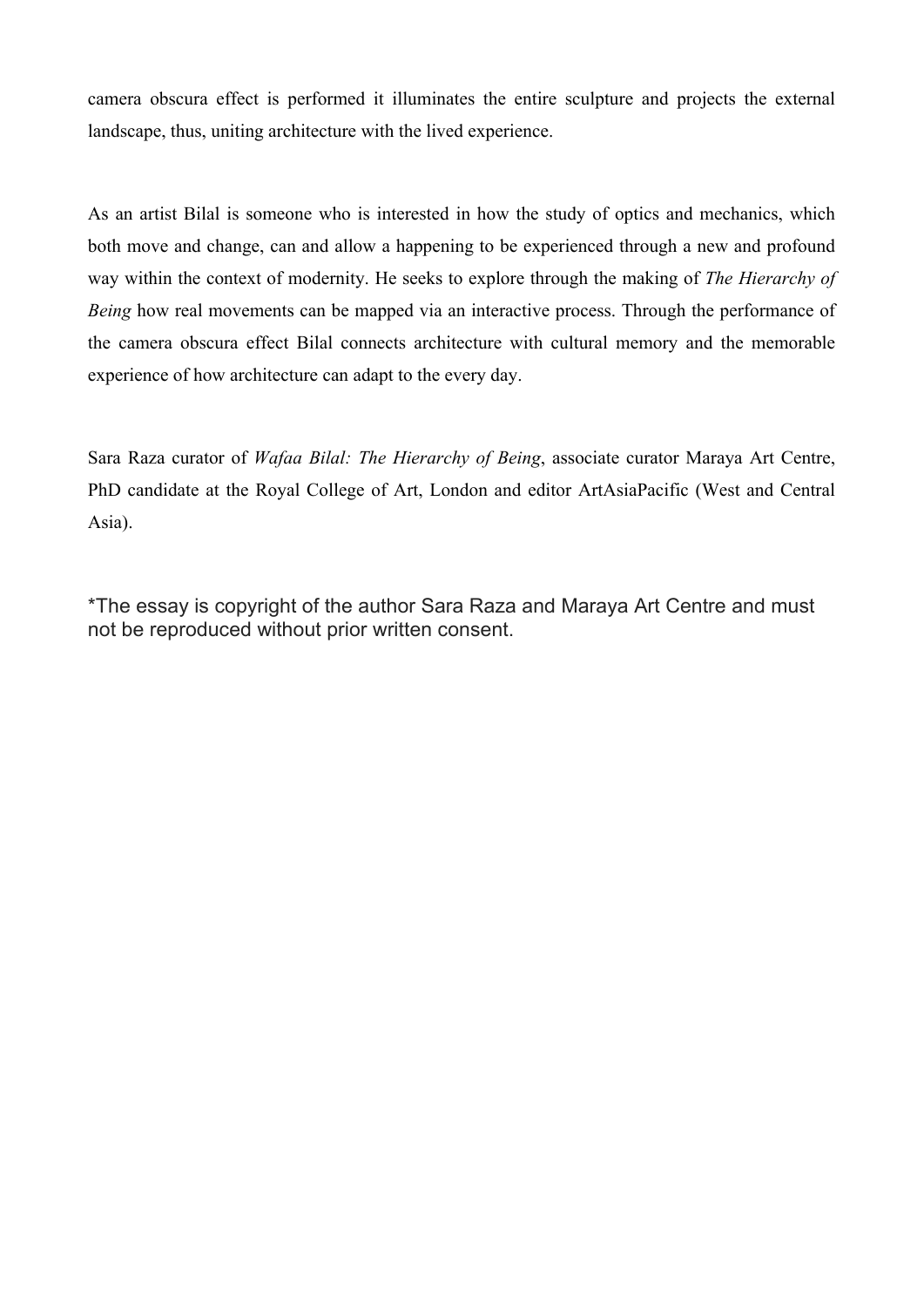camera obscura effect is performed it illuminates the entire sculpture and projects the external landscape, thus, uniting architecture with the lived experience.

As an artist Bilal is someone who is interested in how the study of optics and mechanics, which both move and change, can and allow a happening to be experienced through a new and profound way within the context of modernity. He seeks to explore through the making of *The Hierarchy of Being* how real movements can be mapped via an interactive process. Through the performance of the camera obscura effect Bilal connects architecture with cultural memory and the memorable experience of how architecture can adapt to the every day.

Sara Raza curator of *Wafaa Bilal: The Hierarchy of Being*, associate curator Maraya Art Centre, PhD candidate at the Royal College of Art, London and editor ArtAsiaPacific (West and Central Asia).

*The essay is copyright of the author Sara Raza and Maraya Art Centre and must not be reproduced without prior written consent.